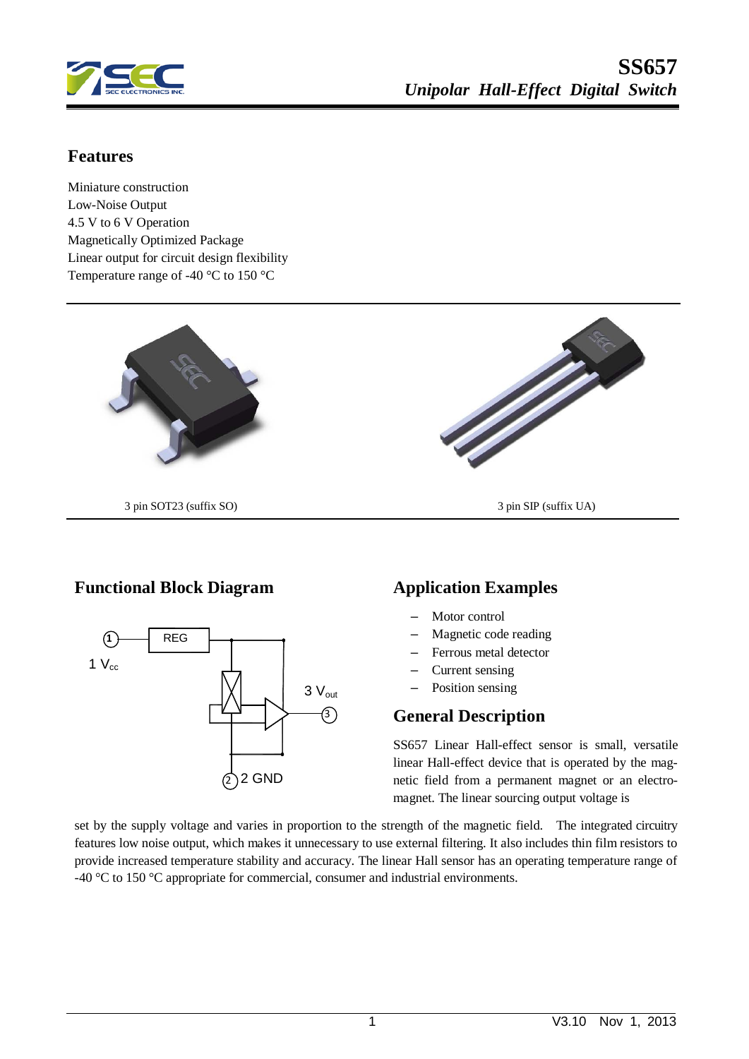# SS657

*Unipolar Hall-Effect Digital Switch*

## Features

Miniature construction
Low-Noise Output
4.5 V to 6 V Operation
Magnetically Optimized Package
Linear output for circuit design flexibility
Temperature range of -40 °C to 150 °C

3 pin SOT23 (suffix SO)

3 pin SIP (suffix UA)

## Functional Block Diagram

1 $V_{cc}$

REG

3 $V_{out}$

2 GND

## Application Examples

- Motor control
- Magnetic code reading
- Ferrous metal detector
- Current sensing
- Position sensing

## General Description

SS657 Linear Hall-effect sensor is small, versatile linear Hall-effect device that is operated by the magnetic field from a permanent magnet or an electromagnet. The linear sourcing output voltage is set by the supply voltage and varies in proportion to the strength of the magnetic field. The integrated circuitry features low noise output, which makes it unnecessary to use external filtering. It also includes thin film resistors to provide increased temperature stability and accuracy. The linear Hall sensor has an operating temperature range of -40 °C to 150 °C appropriate for commercial, consumer and industrial environments.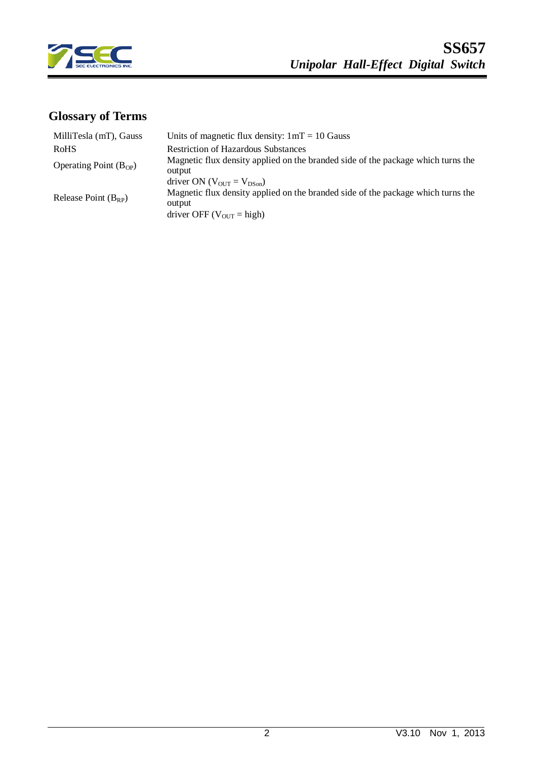## Glossary of Terms

| | |
|---|---|
| MilliTesla (mT), Gauss | Units of magnetic flux density: 1mT = 10 Gauss |
| RoHS | Restriction of Hazardous Substances |
| Operating Point ($B_{OP}$) | Magnetic flux density applied on the branded side of the package which turns the output driver ON ($V_{OUT} = V_{DSon}$) |
| Release Point ($B_{RP}$) | Magnetic flux density applied on the branded side of the package which turns the output driver OFF ($V_{OUT}$ = high) |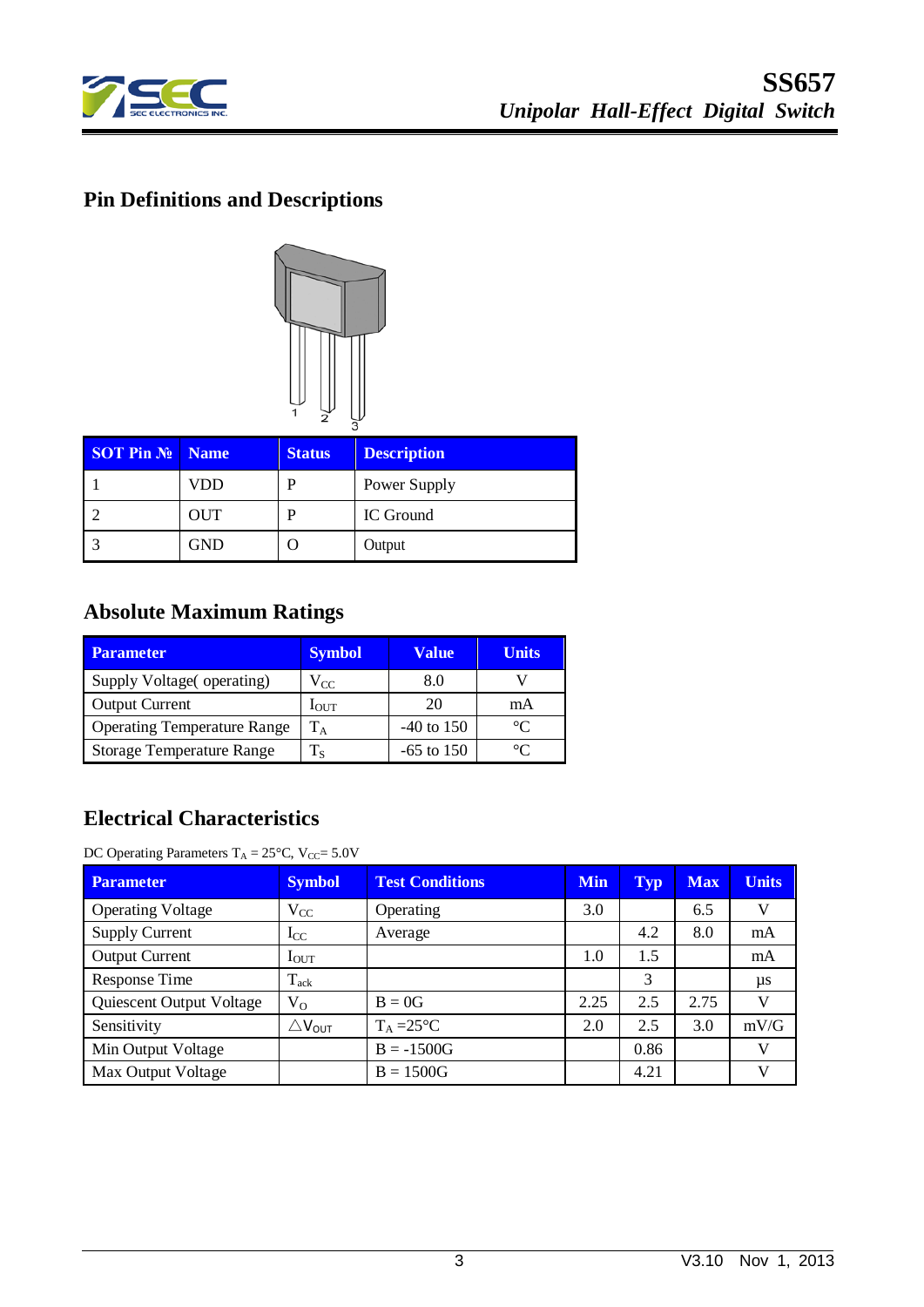## Pin Definitions and Descriptions

| SOT Pin № | Name | Status | Description |
|---|---|---|---|
| 1 | VDD | P | Power Supply |
| 2 | OUT | P | IC Ground |
| 3 | GND | O | Output |

## Absolute Maximum Ratings

| Parameter | Symbol | Value | Units |
|---|---|---|---|
| Supply Voltage( operating) | $V_{CC}$ | 8.0 | V |
| Output Current | $I_{OUT}$ | 20 | mA |
| Operating Temperature Range | $T_A$ | -40 to 150 | °C |
| Storage Temperature Range | $T_S$ | -65 to 150 | °C |

## Electrical Characteristics

DC Operating Parameters $T_A$ = 25°C, $V_{CC}$= 5.0V

| Parameter | Symbol | Test Conditions | Min | Typ | Max | Units |
|---|---|---|---|---|---|---|
| Operating Voltage | $V_{CC}$ | Operating | 3.0 | | 6.5 | V |
| Supply Current | $I_{CC}$ | Average | | 4.2 | 8.0 | mA |
| Output Current | $I_{OUT}$ | | 1.0 | 1.5 | | mA |
| Response Time | $T_{ack}$ | | | 3 | | μs |
| Quiescent Output Voltage | $V_O$ | B = 0G | 2.25 | 2.5 | 2.75 | V |
| Sensitivity | $\triangle V_{OUT}$ | $T_A$ =25°C | 2.0 | 2.5 | 3.0 | mV/G |
| Min Output Voltage | | B = -1500G | | 0.86 | | V |
| Max Output Voltage | | B = 1500G | | 4.21 | | V |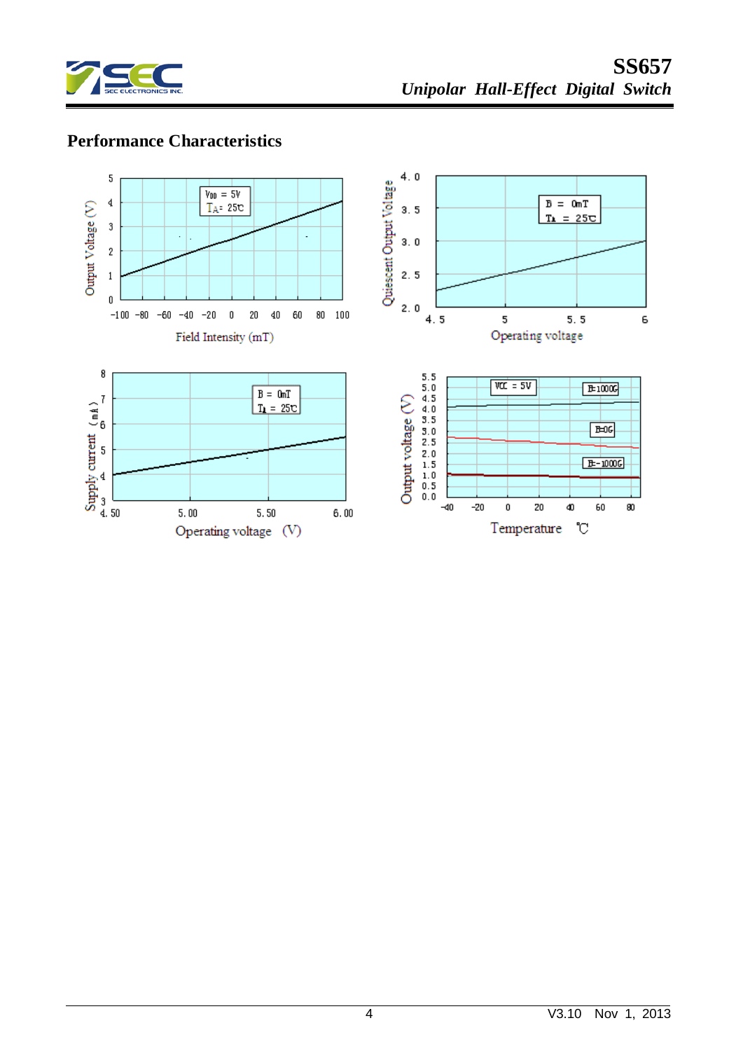## Performance Characteristics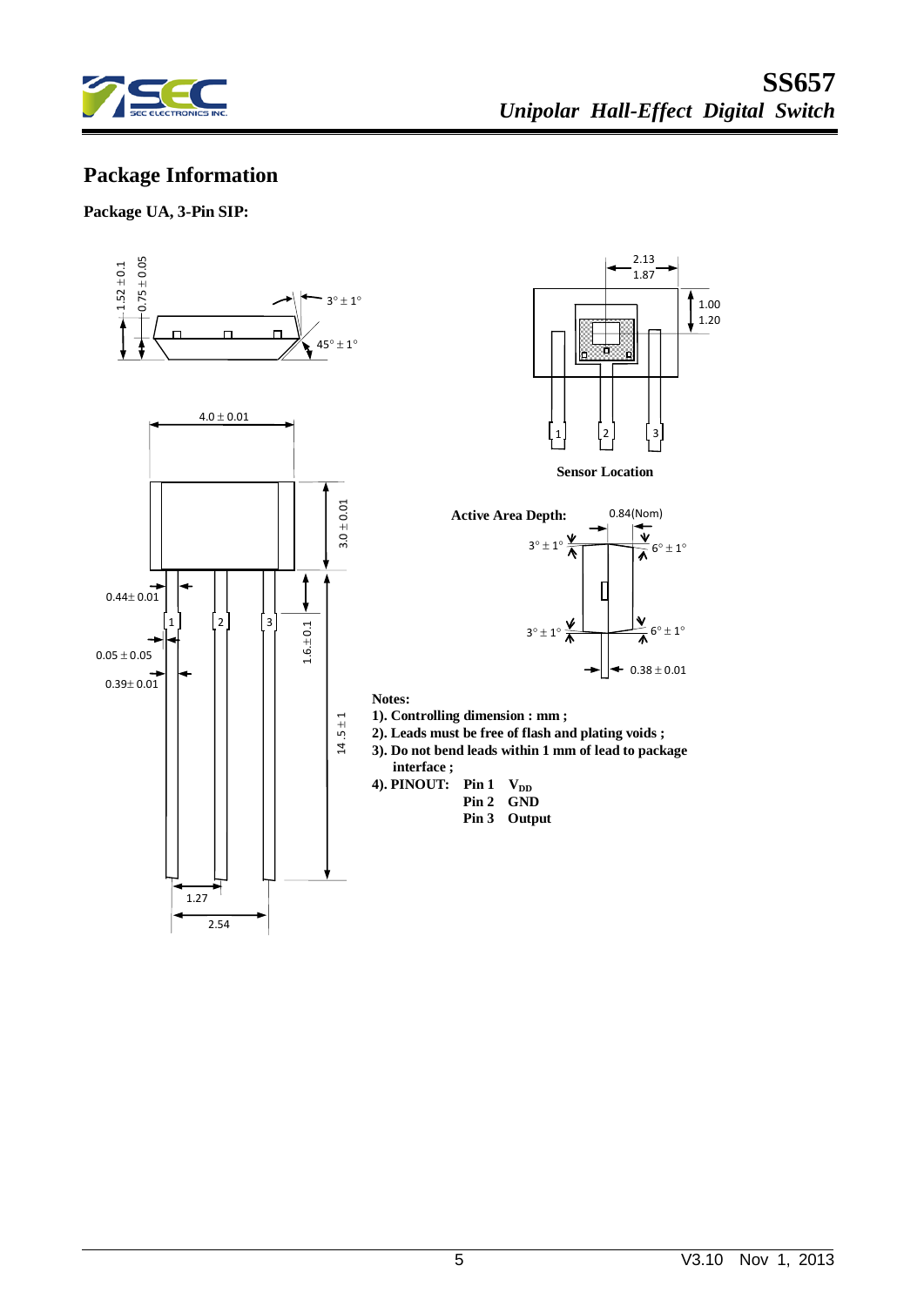## Package Information

**Package UA, 3-Pin SIP:**

1.52 ± 0.1

0.75 ± 0.05

3° ± 1°

45° ± 1°

4.0 ± 0.01

3.0 ± 0.01

0.44± 0.01

0.05 ± 0.05

0.39± 0.01

1.6 ± 0.1

14.5 ± 1

1.27

2.54

2.13

1.87

1.00

1.20

**Sensor Location**

**Active Area Depth:** 0.84(Nom)

3° ± 1°

6° ± 1°

3° ± 1°

6° ± 1°

0.38 ± 0.01

**Notes:**

**1). Controlling dimension : mm ;**

**2). Leads must be free of flash and plating voids ;**

**3). Do not bend leads within 1 mm of lead to package interface ;**

**4). PINOUT:**

| | |
|---|---|
| **Pin 1** | **$V_{DD}$** |
| **Pin 2** | **GND** |
| **Pin 3** | **Output** |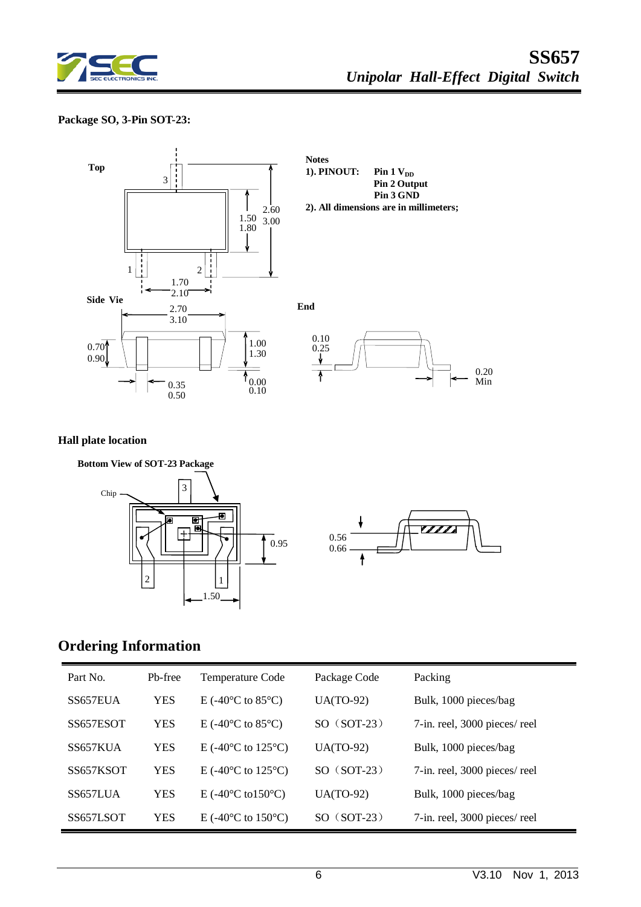**Package SO, 3-Pin SOT-23:**

Top

3

1.50
1.80

2.60
3.00

1 2

1.70
2.10

**Notes**

**1). PINOUT:** **Pin 1 $V_{DD}$**
**Pin 2 Output**
**Pin 3 GND**

**2). All dimensions are in millimeters;**

**Side Vie**

2.70
3.10

0.70
0.90

1.00
1.30

0.35
0.50

0.00
0.10

**End**

0.10
0.25

0.20
Min

**Hall plate location**

**Bottom View of SOT-23 Package**

Chip

3

0.95

2 1

1.50

0.56
0.66

## Ordering Information

| Part No. | Pb-free | Temperature Code | Package Code | Packing |
|---|---|---|---|---|
| SS657EUA | YES | E (-40°C to 85°C) | UA(TO-92) | Bulk, 1000 pieces/bag |
| SS657ESOT | YES | E (-40°C to 85°C) | SO（SOT-23） | 7-in. reel, 3000 pieces/ reel |
| SS657KUA | YES | E (-40°C to 125°C) | UA(TO-92) | Bulk, 1000 pieces/bag |
| SS657KSOT | YES | E (-40°C to 125°C) | SO（SOT-23） | 7-in. reel, 3000 pieces/ reel |
| SS657LUA | YES | E (-40°C to150°C) | UA(TO-92) | Bulk, 1000 pieces/bag |
| SS657LSOT | YES | E (-40°C to 150°C) | SO（SOT-23） | 7-in. reel, 3000 pieces/ reel |